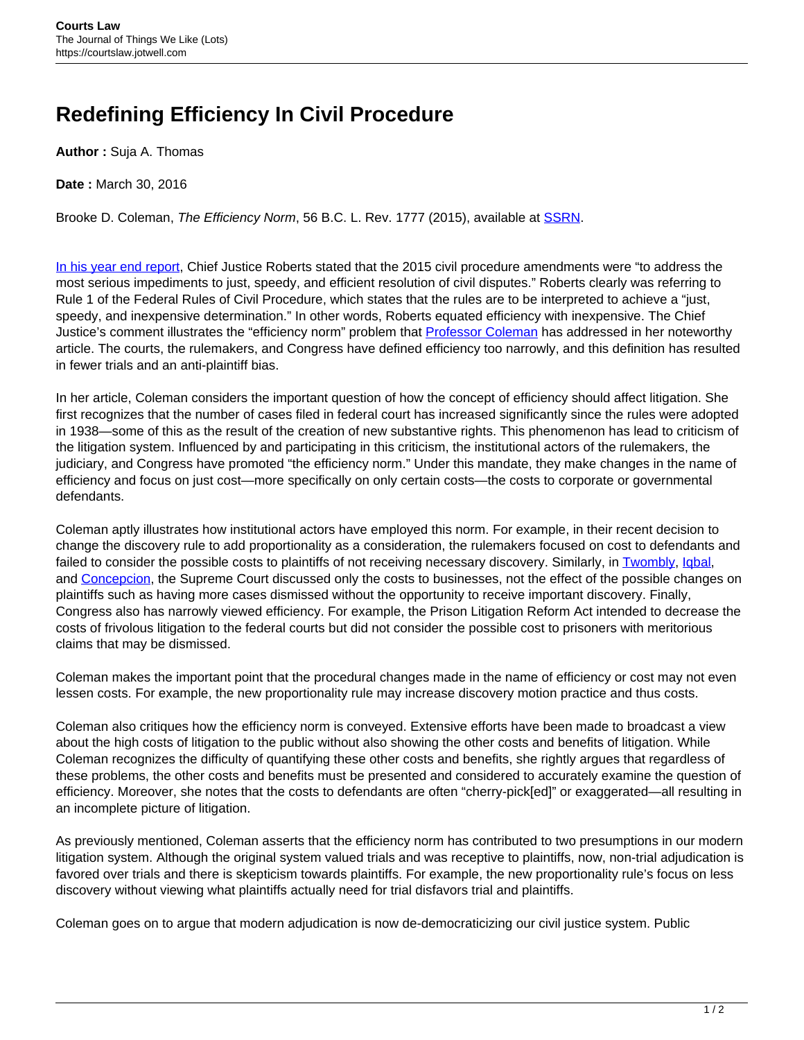# Redefining Efficiency In Civil Procedure

**Author :** Suja A. Thomas

**Date :** March 30, 2016

Brooke D. Coleman, *The Efficiency Norm*, 56 B.C. L. Rev. 1777 (2015), available at SSRN.

In his year end report, Chief Justice Roberts stated that the 2015 civil procedure amendments were "to address the most serious impediments to just, speedy, and efficient resolution of civil disputes." Roberts clearly was referring to Rule 1 of the Federal Rules of Civil Procedure, which states that the rules are to be interpreted to achieve a "just, speedy, and inexpensive determination." In other words, Roberts equated efficiency with inexpensive. The Chief Justice's comment illustrates the "efficiency norm" problem that Professor Coleman has addressed in her noteworthy article. The courts, the rulemakers, and Congress have defined efficiency too narrowly, and this definition has resulted in fewer trials and an anti-plaintiff bias.

In her article, Coleman considers the important question of how the concept of efficiency should affect litigation. She first recognizes that the number of cases filed in federal court has increased significantly since the rules were adopted in 1938—some of this as the result of the creation of new substantive rights. This phenomenon has lead to criticism of the litigation system. Influenced by and participating in this criticism, the institutional actors of the rulemakers, the judiciary, and Congress have promoted "the efficiency norm." Under this mandate, they make changes in the name of efficiency and focus on just cost—more specifically on only certain costs—the costs to corporate or governmental defendants.

Coleman aptly illustrates how institutional actors have employed this norm. For example, in their recent decision to change the discovery rule to add proportionality as a consideration, the rulemakers focused on cost to defendants and failed to consider the possible costs to plaintiffs of not receiving necessary discovery. Similarly, in Twombly, Iqbal, and Concepcion, the Supreme Court discussed only the costs to businesses, not the effect of the possible changes on plaintiffs such as having more cases dismissed without the opportunity to receive important discovery. Finally, Congress also has narrowly viewed efficiency. For example, the Prison Litigation Reform Act intended to decrease the costs of frivolous litigation to the federal courts but did not consider the possible cost to prisoners with meritorious claims that may be dismissed.

Coleman makes the important point that the procedural changes made in the name of efficiency or cost may not even lessen costs. For example, the new proportionality rule may increase discovery motion practice and thus costs.

Coleman also critiques how the efficiency norm is conveyed. Extensive efforts have been made to broadcast a view about the high costs of litigation to the public without also showing the other costs and benefits of litigation. While Coleman recognizes the difficulty of quantifying these other costs and benefits, she rightly argues that regardless of these problems, the other costs and benefits must be presented and considered to accurately examine the question of efficiency. Moreover, she notes that the costs to defendants are often "cherry-pick[ed]" or exaggerated—all resulting in an incomplete picture of litigation.

As previously mentioned, Coleman asserts that the efficiency norm has contributed to two presumptions in our modern litigation system. Although the original system valued trials and was receptive to plaintiffs, now, non-trial adjudication is favored over trials and there is skepticism towards plaintiffs. For example, the new proportionality rule's focus on less discovery without viewing what plaintiffs actually need for trial disfavors trial and plaintiffs.

Coleman goes on to argue that modern adjudication is now de-democraticizing our civil justice system. Public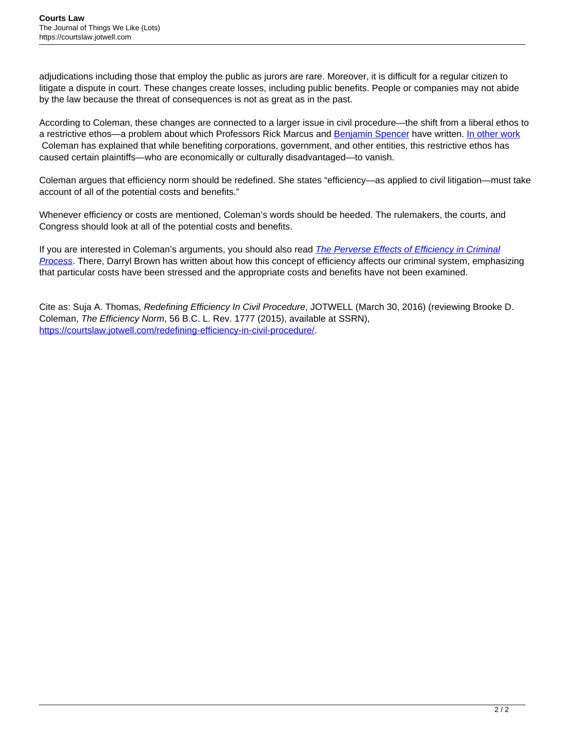adjudications including those that employ the public as jurors are rare. Moreover, it is difficult for a regular citizen to litigate a dispute in court. These changes create losses, including public benefits. People or companies may not abide by the law because the threat of consequences is not as great as in the past.

According to Coleman, these changes are connected to a larger issue in civil procedure—the shift from a liberal ethos to a restrictive ethos—a problem about which Professors Rick Marcus and Benjamin Spencer have written. In other work Coleman has explained that while benefiting corporations, government, and other entities, this restrictive ethos has caused certain plaintiffs—who are economically or culturally disadvantaged—to vanish.

Coleman argues that efficiency norm should be redefined. She states "efficiency—as applied to civil litigation—must take account of all of the potential costs and benefits."

Whenever efficiency or costs are mentioned, Coleman's words should be heeded. The rulemakers, the courts, and Congress should look at all of the potential costs and benefits.

If you are interested in Coleman's arguments, you should also read *The Perverse Effects of Efficiency in Criminal Process*. There, Darryl Brown has written about how this concept of efficiency affects our criminal system, emphasizing that particular costs have been stressed and the appropriate costs and benefits have not been examined.

Cite as: Suja A. Thomas, *Redefining Efficiency In Civil Procedure*, JOTWELL (March 30, 2016) (reviewing Brooke D. Coleman, *The Efficiency Norm*, 56 B.C. L. Rev. 1777 (2015), available at SSRN), https://courtslaw.jotwell.com/redefining-efficiency-in-civil-procedure/.